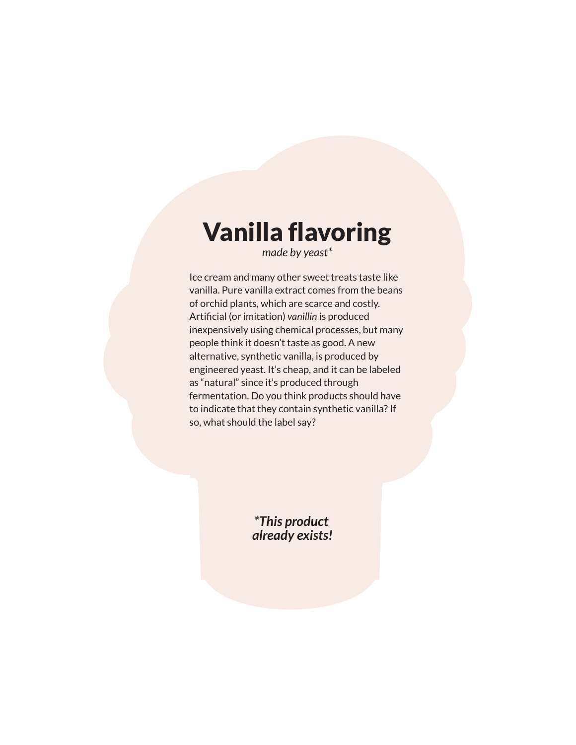# Vanilla flavoring

*made by yeast**

Ice cream and many other sweet treats taste like vanilla. Pure vanilla extract comes from the beans of orchid plants, which are scarce and costly. Artificial (or imitation) *vanillin* is produced inexpensively using chemical processes, but many people think it doesn't taste as good. A new alternative, synthetic vanilla, is produced by engineered yeast. It's cheap, and it can be labeled as "natural" since it's produced through fermentation. Do you think products should have to indicate that they contain synthetic vanilla? If so, what should the label say?

***This product already exists!***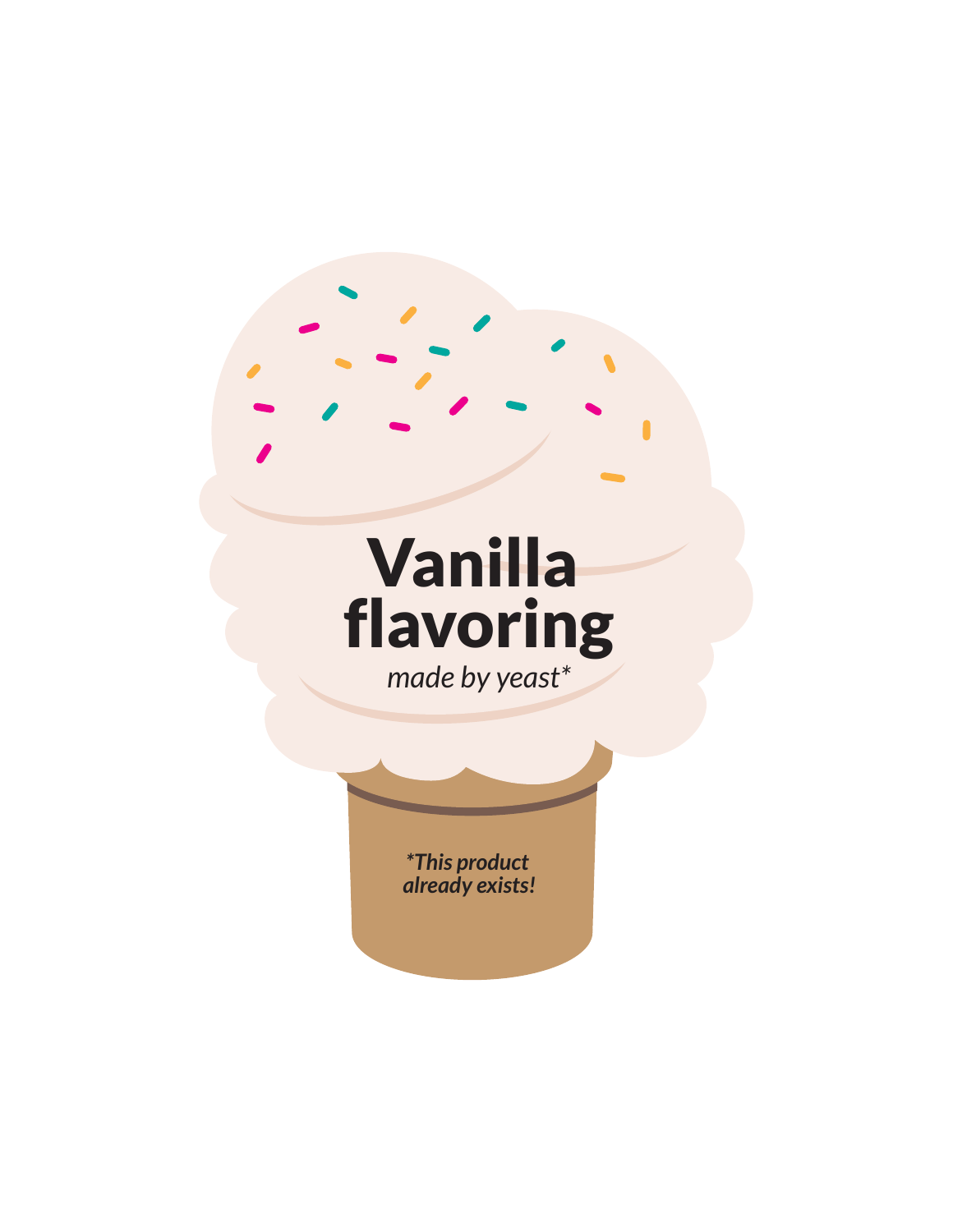# Vanilla flavoring

*made by yeast**

***This product already exists!***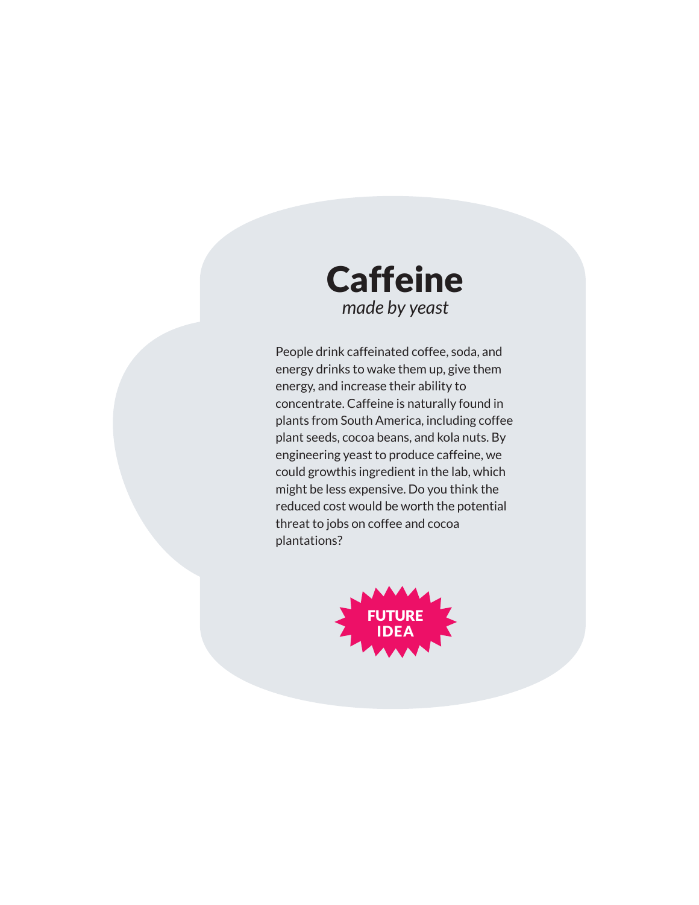# Caffeine

*made by yeast*

People drink caffeinated coffee, soda, and energy drinks to wake them up, give them energy, and increase their ability to concentrate. Caffeine is naturally found in plants from South America, including coffee plant seeds, cocoa beans, and kola nuts. By engineering yeast to produce caffeine, we could growthis ingredient in the lab, which might be less expensive. Do you think the reduced cost would be worth the potential threat to jobs on coffee and cocoa plantations?

**FUTURE IDEA**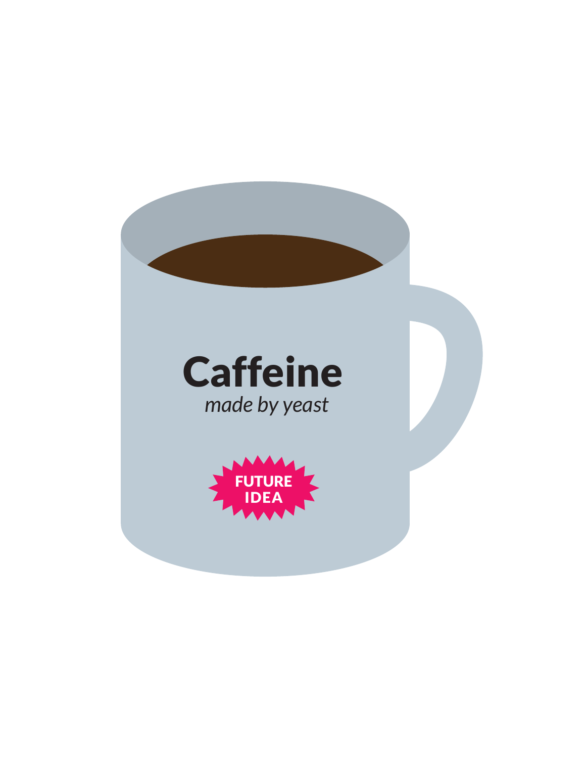Caffeine

*made by yeast*

FUTURE IDEA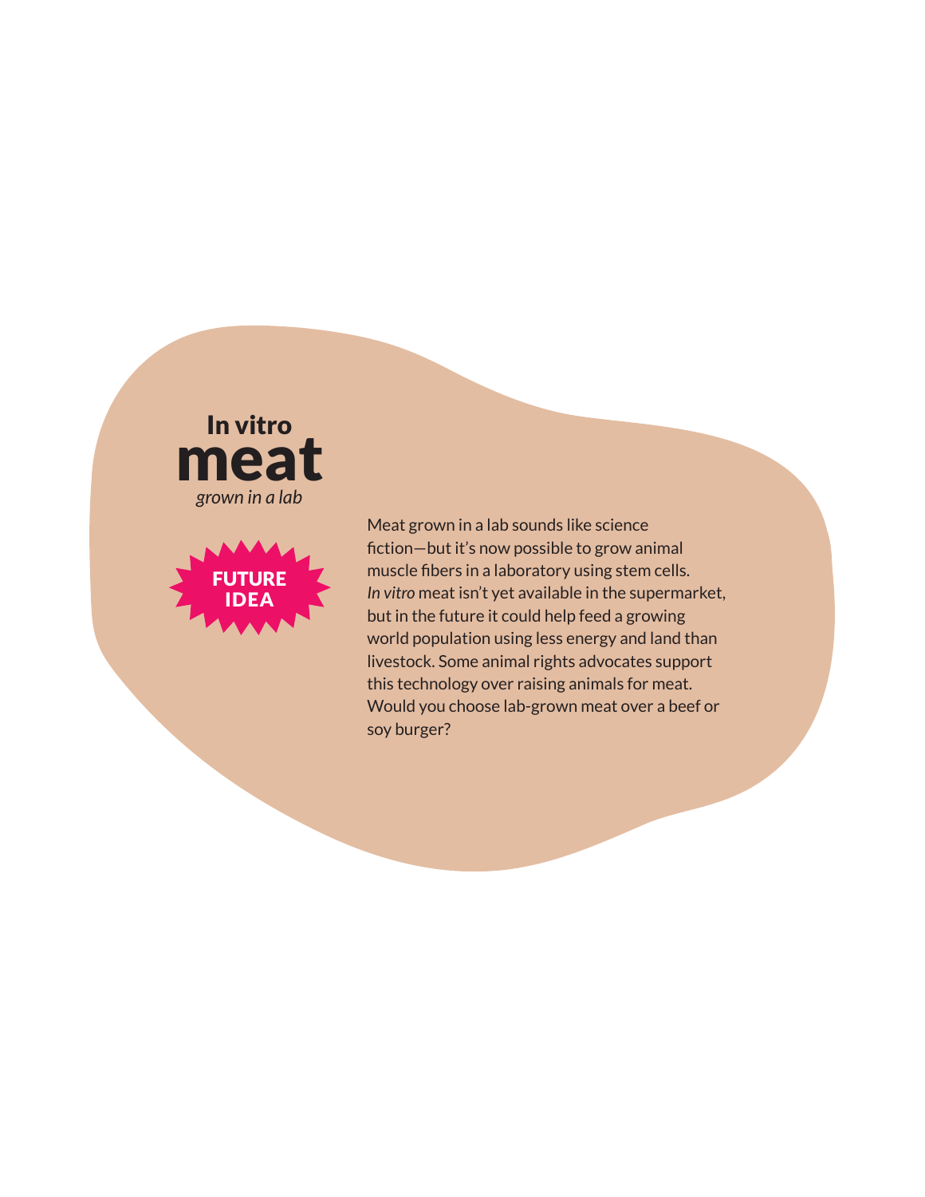# In vitro meat

*grown in a lab*

**FUTURE IDEA**

Meat grown in a lab sounds like science fiction—but it's now possible to grow animal muscle fibers in a laboratory using stem cells. *In vitro* meat isn't yet available in the supermarket, but in the future it could help feed a growing world population using less energy and land than livestock. Some animal rights advocates support this technology over raising animals for meat. Would you choose lab-grown meat over a beef or soy burger?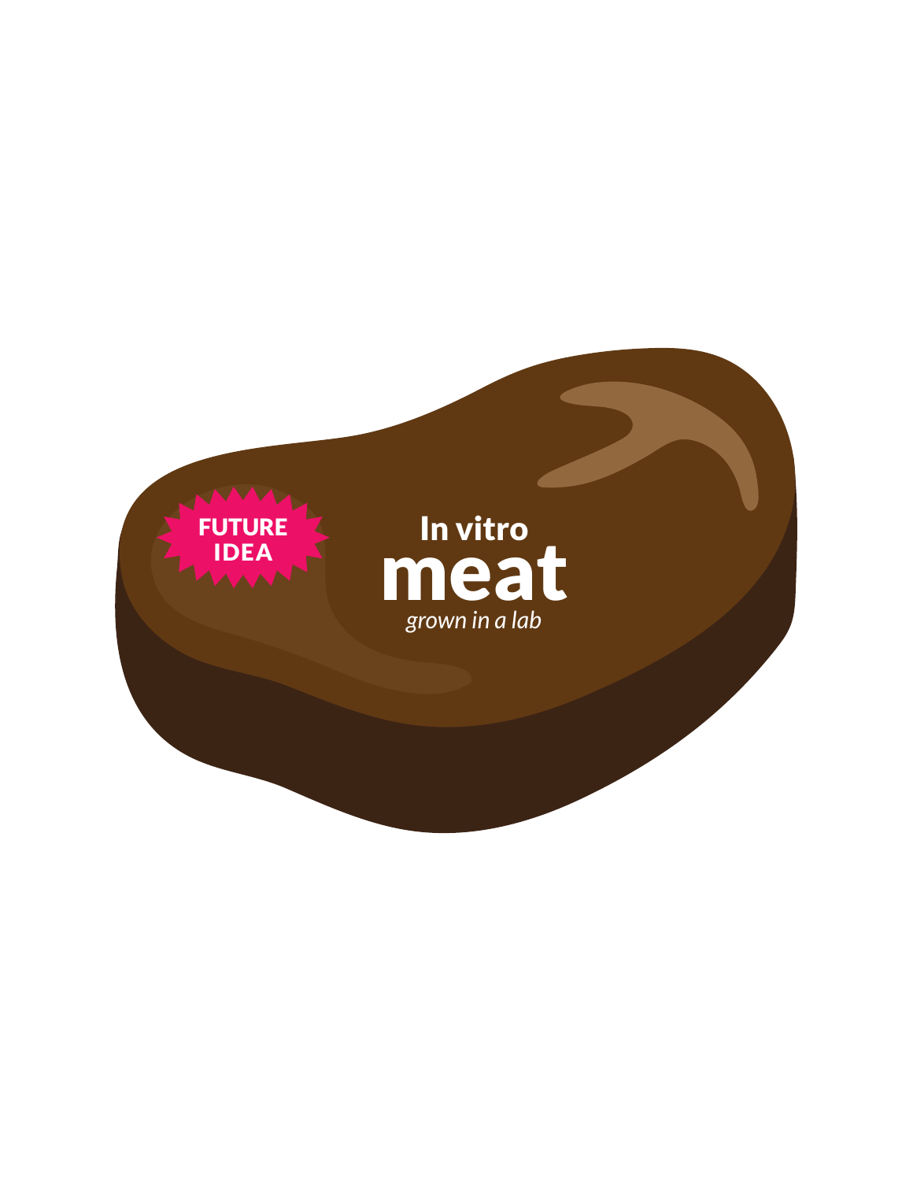FUTURE IDEA

In vitro

# meat

*grown in a lab*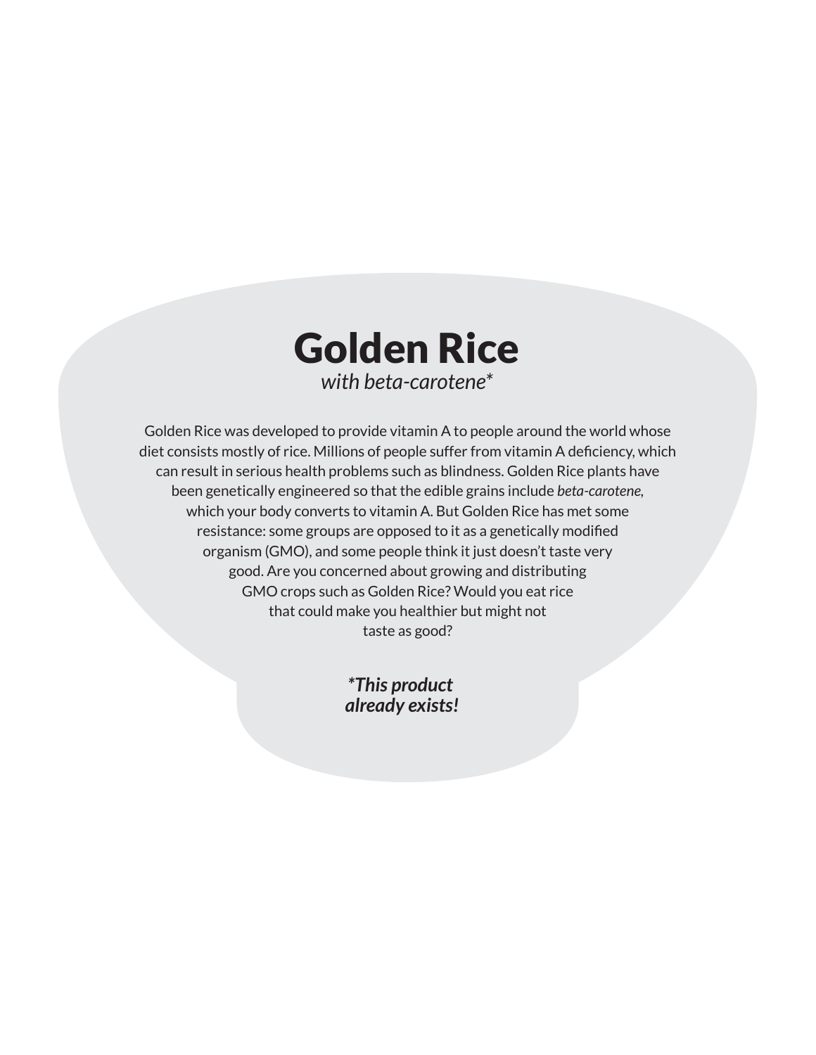# Golden Rice

*with beta-carotene**

Golden Rice was developed to provide vitamin A to people around the world whose diet consists mostly of rice. Millions of people suffer from vitamin A deficiency, which can result in serious health problems such as blindness. Golden Rice plants have been genetically engineered so that the edible grains include *beta-carotene*, which your body converts to vitamin A. But Golden Rice has met some resistance: some groups are opposed to it as a genetically modified organism (GMO), and some people think it just doesn't taste very good. Are you concerned about growing and distributing GMO crops such as Golden Rice? Would you eat rice that could make you healthier but might not taste as good?

***This product already exists!**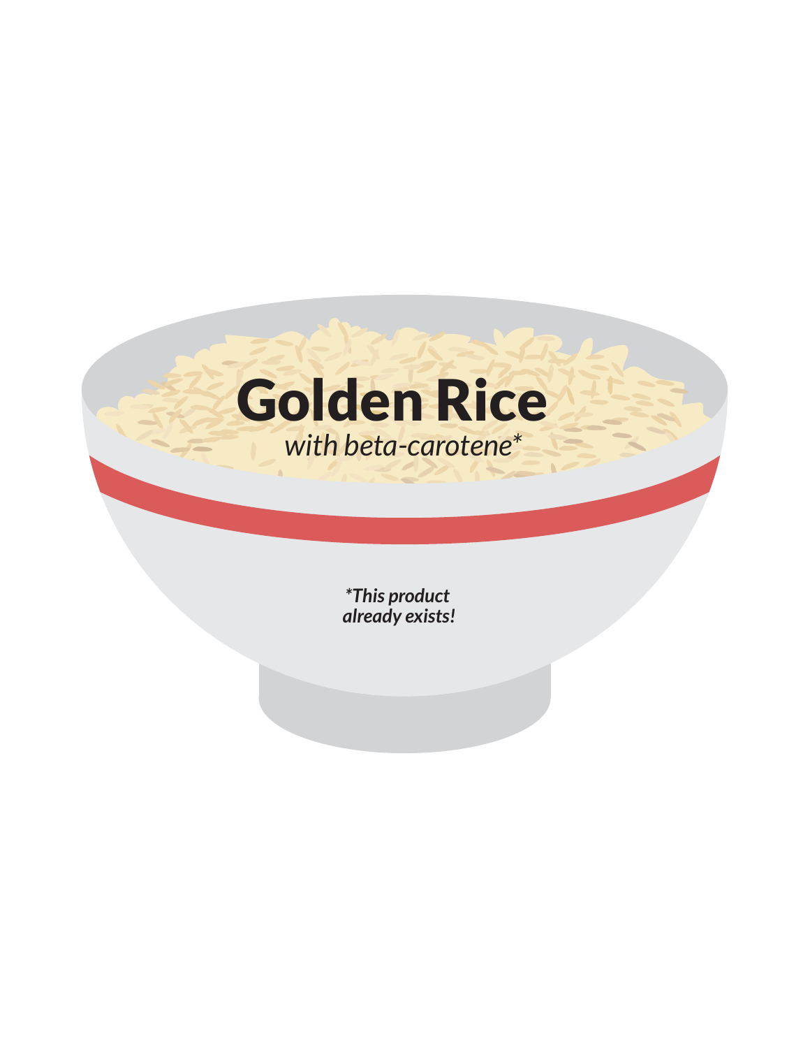# Golden Rice

*with beta-carotene**

***This product already exists!***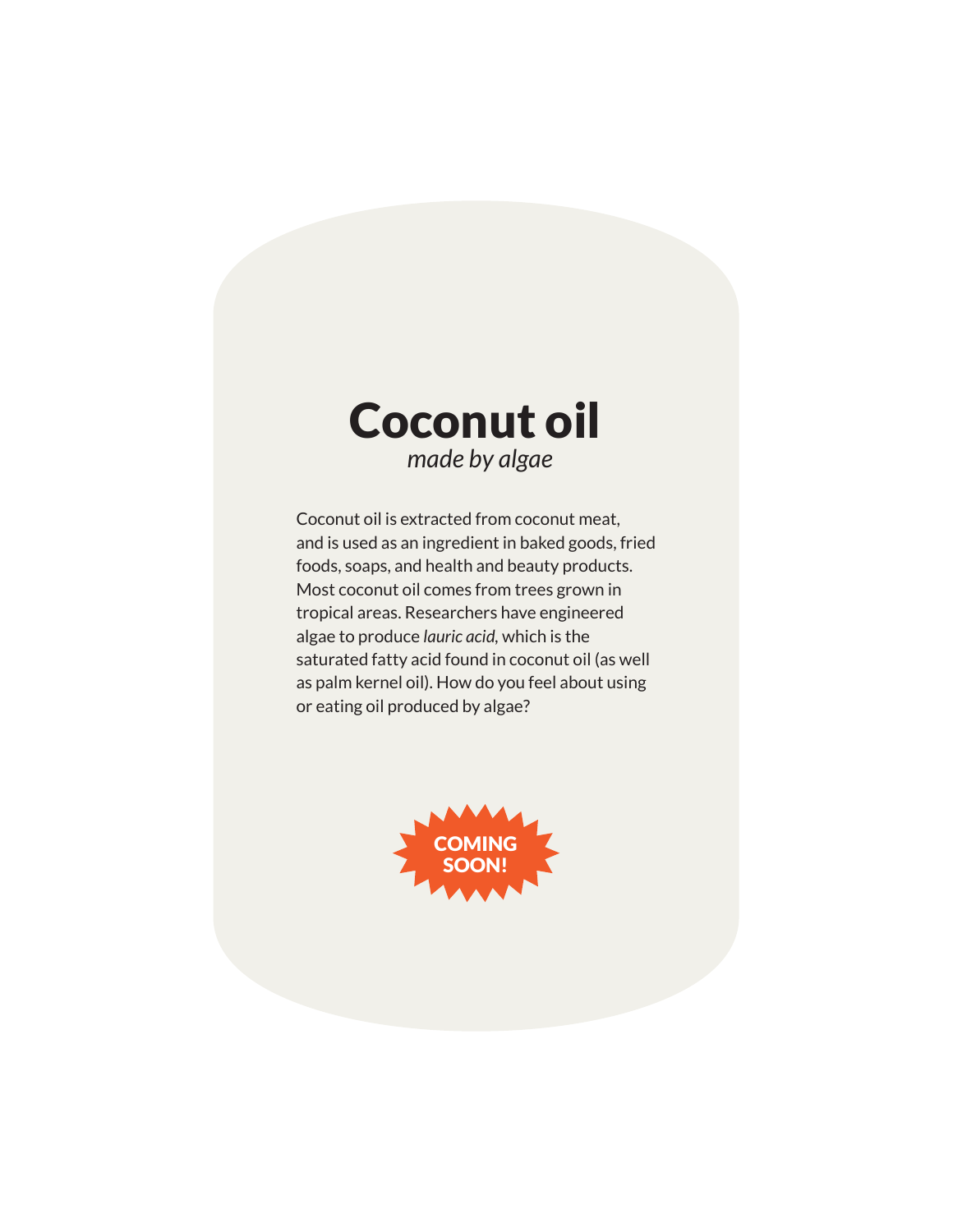# Coconut oil

*made by algae*

Coconut oil is extracted from coconut meat, and is used as an ingredient in baked goods, fried foods, soaps, and health and beauty products. Most coconut oil comes from trees grown in tropical areas. Researchers have engineered algae to produce *lauric acid*, which is the saturated fatty acid found in coconut oil (as well as palm kernel oil). How do you feel about using or eating oil produced by algae?

**COMING SOON!**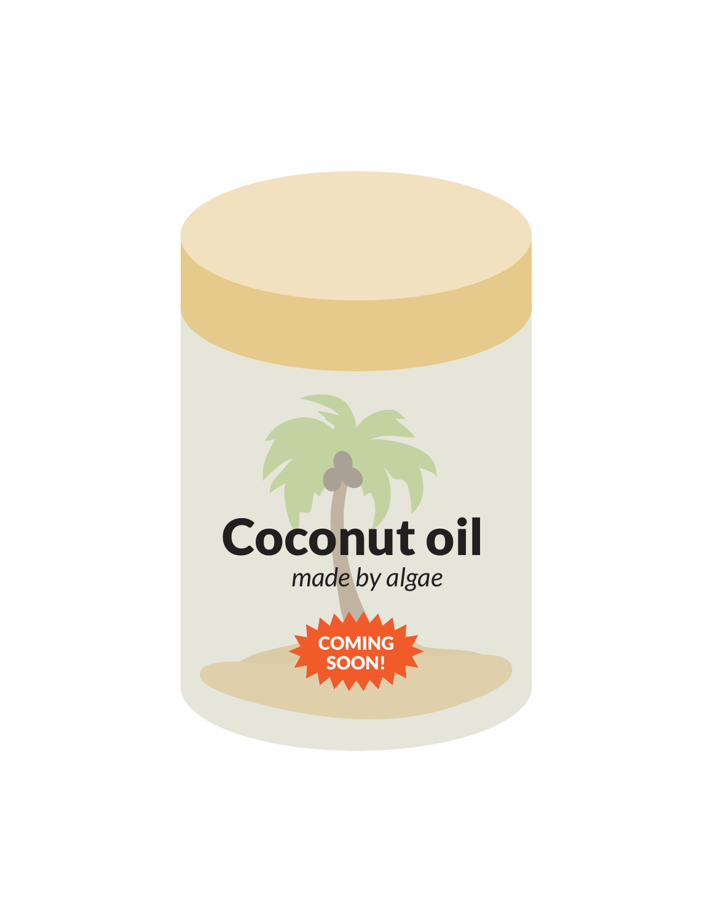Coconut oil

*made by algae*

COMING SOON!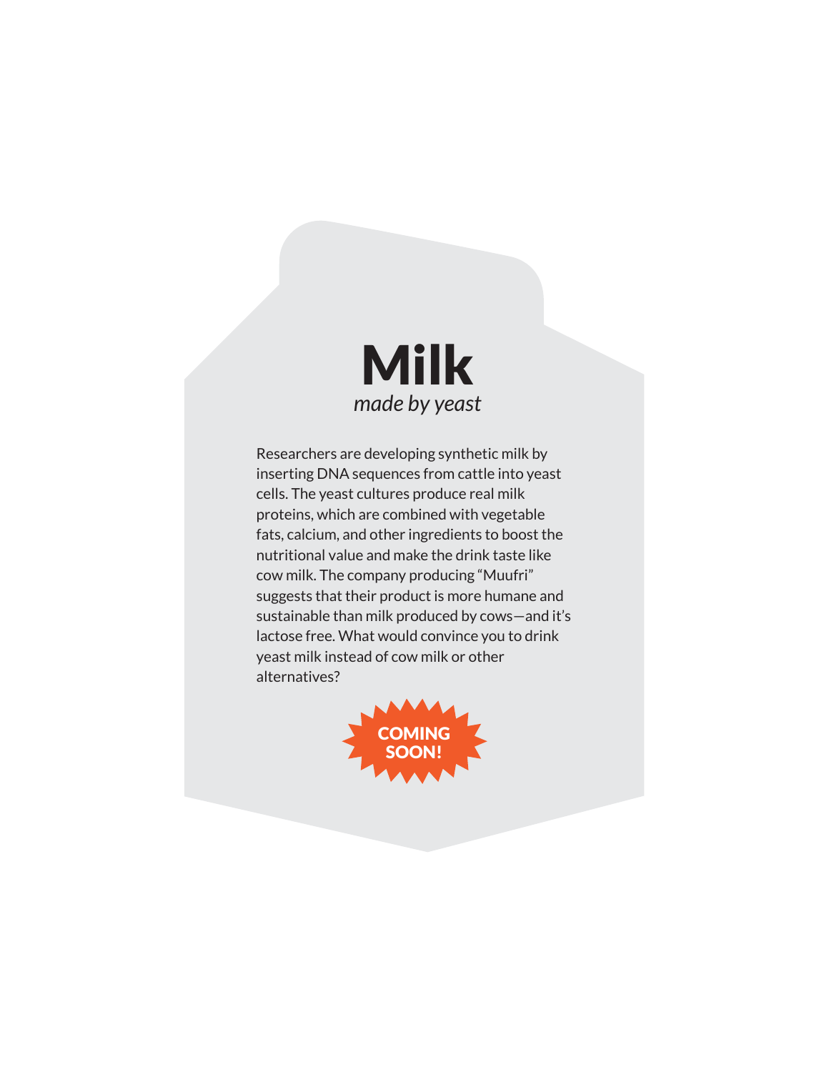# Milk

*made by yeast*

Researchers are developing synthetic milk by inserting DNA sequences from cattle into yeast cells. The yeast cultures produce real milk proteins, which are combined with vegetable fats, calcium, and other ingredients to boost the nutritional value and make the drink taste like cow milk. The company producing "Muufri" suggests that their product is more humane and sustainable than milk produced by cows—and it's lactose free. What would convince you to drink yeast milk instead of cow milk or other alternatives?

**COMING SOON!**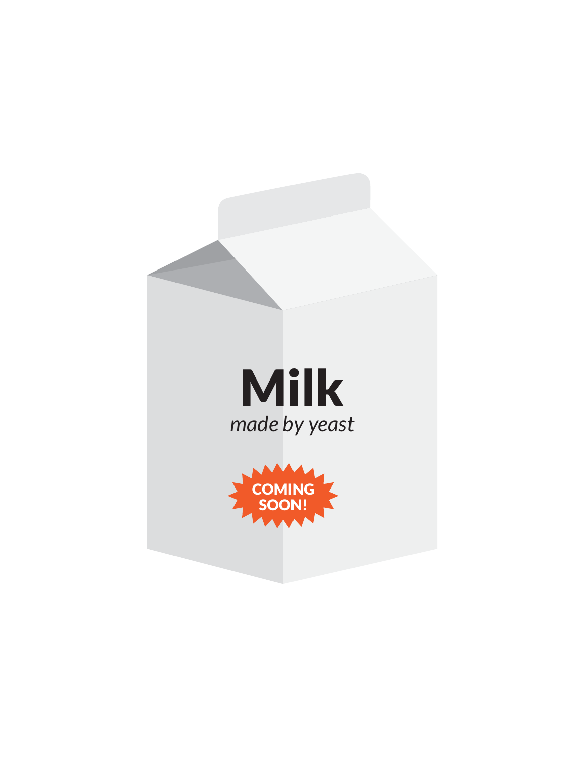# Milk

*made by yeast*

COMING SOON!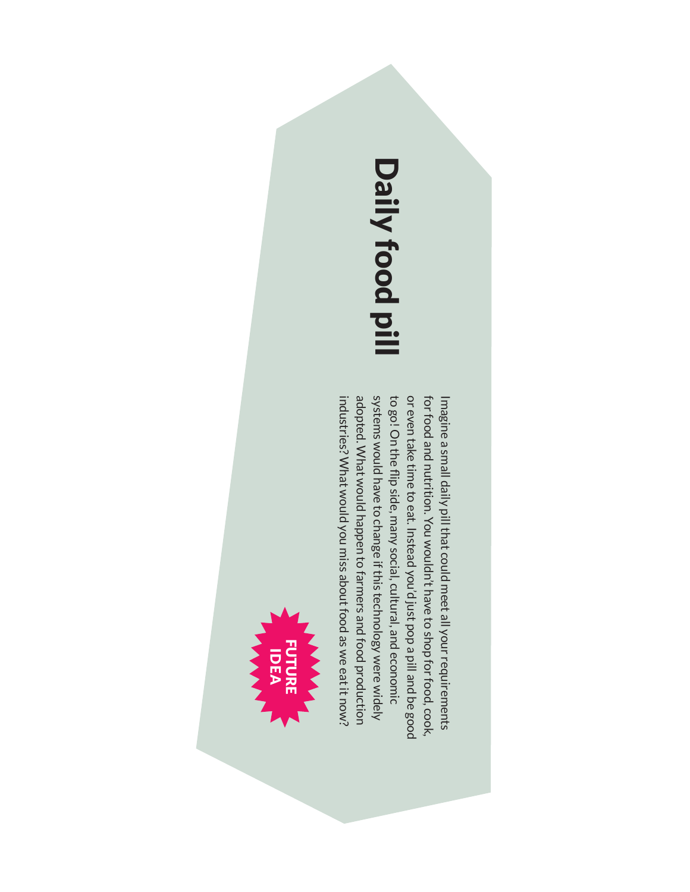# Daily food pill

Imagine a small daily pill that could meet all your requirements for food and nutrition. You wouldn't have to shop for food, cook, or even take time to eat. Instead you'd just pop a pill and be good to go! On the flip side, many social, cultural, and economic systems would have to change if this technology were widely adopted. What would happen to farmers and food production industries? What would you miss about food as we eat it now?

**FUTURE IDEA**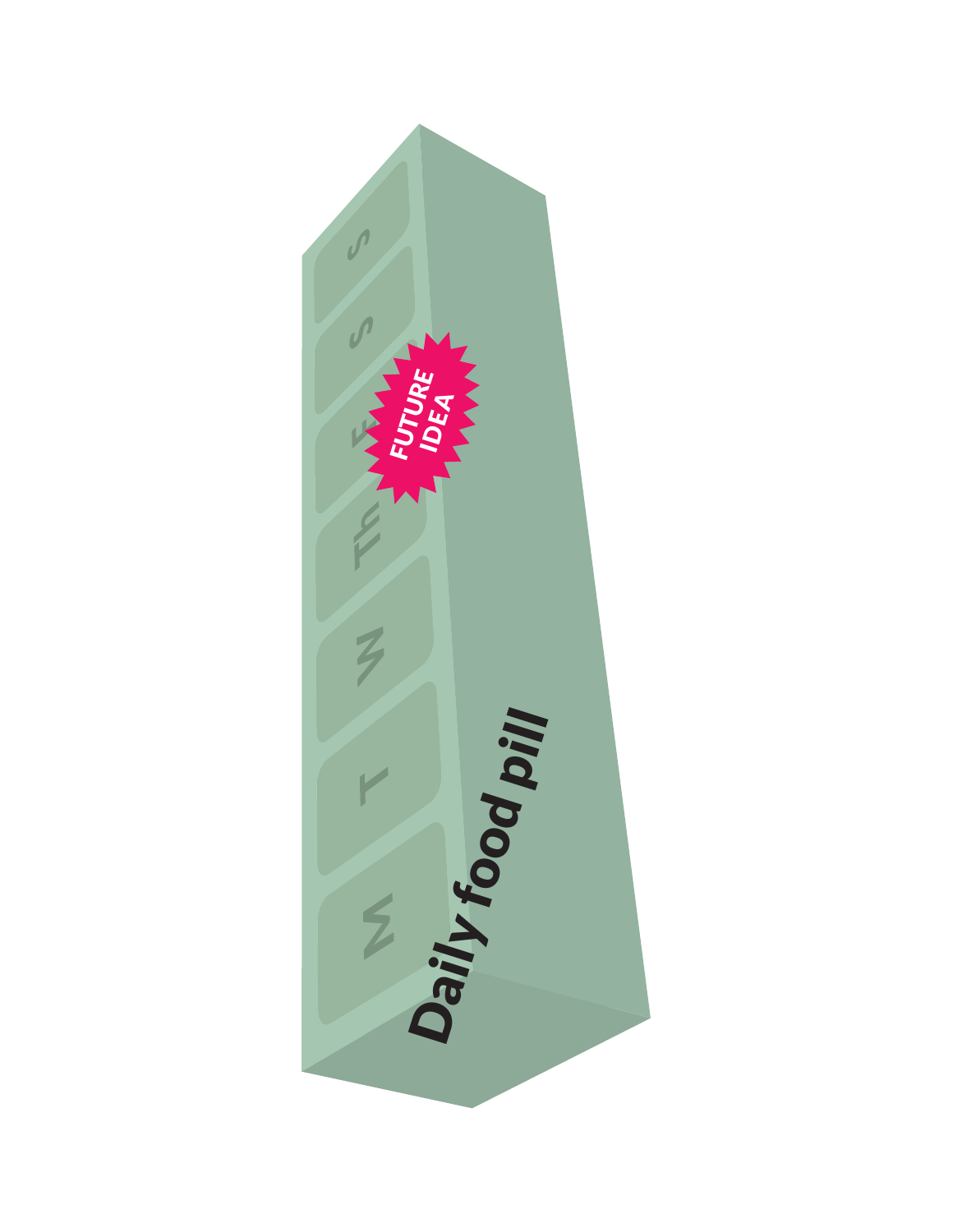Daily food pill

FUTURE IDEA

M
T
W
Th
F
S
S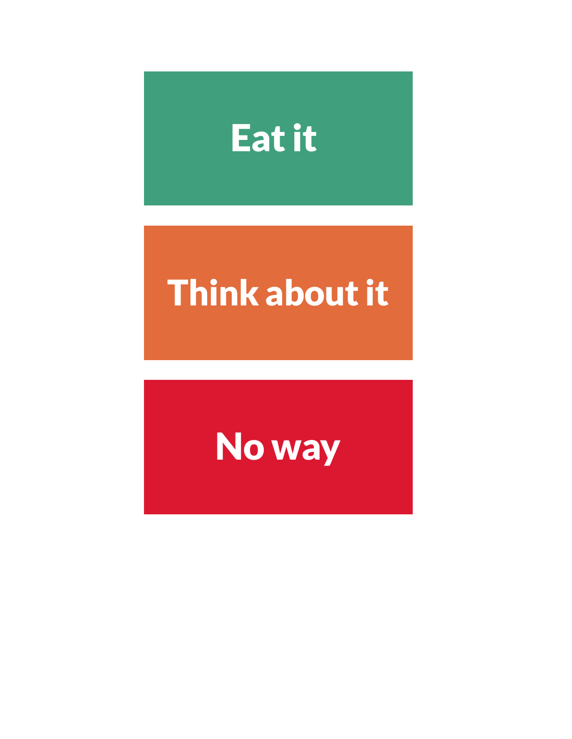Eat it

Think about it

No way